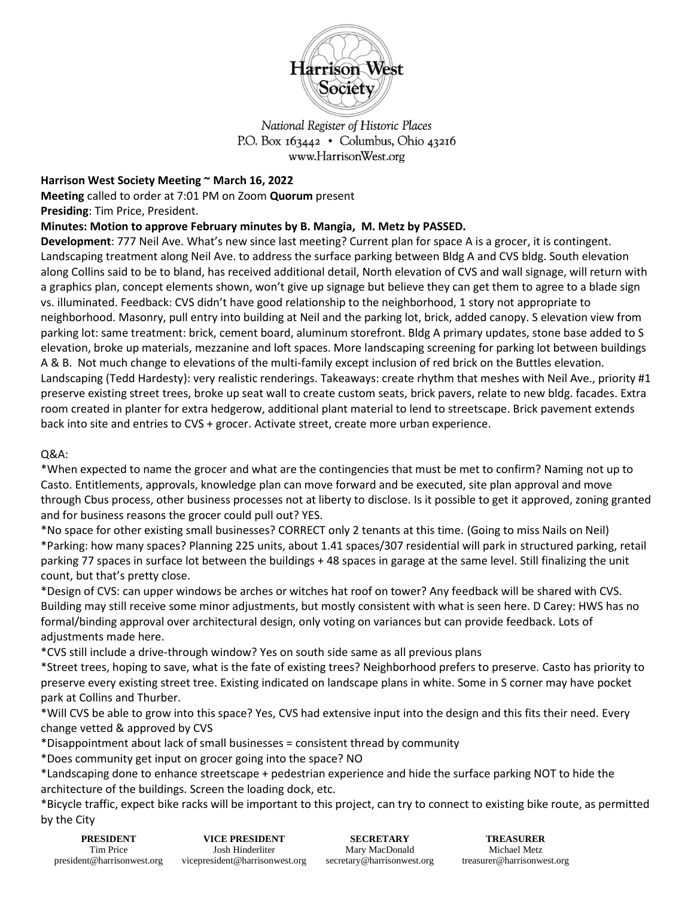Harrison West Society

*National Register of Historic Places*
*P.O. Box 163442 • Columbus, Ohio 43216*
*www.HarrisonWest.org*

**Harrison West Society Meeting ~ March 16, 2022**

**Meeting** called to order at 7:01 PM on Zoom **Quorum** present

**Presiding**: Tim Price, President.

**Minutes: Motion to approve February minutes by B. Mangia, M. Metz by PASSED.**

**Development**: 777 Neil Ave. What's new since last meeting? Current plan for space A is a grocer, it is contingent. Landscaping treatment along Neil Ave. to address the surface parking between Bldg A and CVS bldg. South elevation along Collins said to be to bland, has received additional detail, North elevation of CVS and wall signage, will return with a graphics plan, concept elements shown, won't give up signage but believe they can get them to agree to a blade sign vs. illuminated. Feedback: CVS didn't have good relationship to the neighborhood, 1 story not appropriate to neighborhood. Masonry, pull entry into building at Neil and the parking lot, brick, added canopy. S elevation view from parking lot: same treatment: brick, cement board, aluminum storefront. Bldg A primary updates, stone base added to S elevation, broke up materials, mezzanine and loft spaces. More landscaping screening for parking lot between buildings A & B. Not much change to elevations of the multi-family except inclusion of red brick on the Buttles elevation. Landscaping (Tedd Hardesty): very realistic renderings. Takeaways: create rhythm that meshes with Neil Ave., priority #1 preserve existing street trees, broke up seat wall to create custom seats, brick pavers, relate to new bldg. facades. Extra room created in planter for extra hedgerow, additional plant material to lend to streetscape. Brick pavement extends back into site and entries to CVS + grocer. Activate street, create more urban experience.

Q&A:

*When expected to name the grocer and what are the contingencies that must be met to confirm? Naming not up to Casto. Entitlements, approvals, knowledge plan can move forward and be executed, site plan approval and move through Cbus process, other business processes not at liberty to disclose. Is it possible to get it approved, zoning granted and for business reasons the grocer could pull out? YES.

*No space for other existing small businesses? CORRECT only 2 tenants at this time. (Going to miss Nails on Neil)

*Parking: how many spaces? Planning 225 units, about 1.41 spaces/307 residential will park in structured parking, retail parking 77 spaces in surface lot between the buildings + 48 spaces in garage at the same level. Still finalizing the unit count, but that's pretty close.

*Design of CVS: can upper windows be arches or witches hat roof on tower? Any feedback will be shared with CVS. Building may still receive some minor adjustments, but mostly consistent with what is seen here. D Carey: HWS has no formal/binding approval over architectural design, only voting on variances but can provide feedback. Lots of adjustments made here.

*CVS still include a drive-through window? Yes on south side same as all previous plans

*Street trees, hoping to save, what is the fate of existing trees? Neighborhood prefers to preserve. Casto has priority to preserve every existing street tree. Existing indicated on landscape plans in white. Some in S corner may have pocket park at Collins and Thurber.

*Will CVS be able to grow into this space? Yes, CVS had extensive input into the design and this fits their need. Every change vetted & approved by CVS

*Disappointment about lack of small businesses = consistent thread by community

*Does community get input on grocer going into the space? NO

*Landscaping done to enhance streetscape + pedestrian experience and hide the surface parking NOT to hide the architecture of the buildings. Screen the loading dock, etc.

*Bicycle traffic, expect bike racks will be important to this project, can try to connect to existing bike route, as permitted by the City

| PRESIDENT | VICE PRESIDENT | SECRETARY | TREASURER |
|---|---|---|---|
| Tim Price | Josh Hinderliter | Mary MacDonald | Michael Metz |
| president@harrisonwest.org | vicepresident@harrisonwest.org | secretary@harrisonwest.org | treasurer@harrisonwest.org |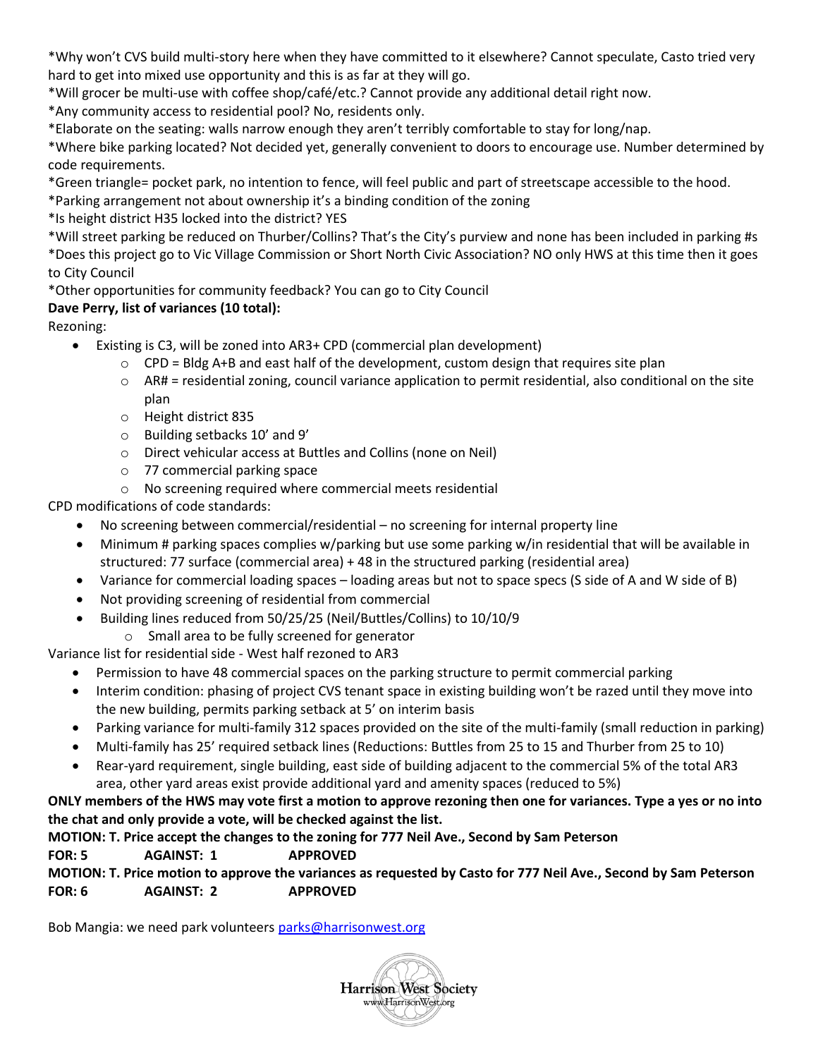*Why won't CVS build multi-story here when they have committed to it elsewhere? Cannot speculate, Casto tried very hard to get into mixed use opportunity and this is as far at they will go.
*Will grocer be multi-use with coffee shop/café/etc.? Cannot provide any additional detail right now.
*Any community access to residential pool? No, residents only.
*Elaborate on the seating: walls narrow enough they aren't terribly comfortable to stay for long/nap.
*Where bike parking located? Not decided yet, generally convenient to doors to encourage use. Number determined by code requirements.
*Green triangle= pocket park, no intention to fence, will feel public and part of streetscape accessible to the hood.
*Parking arrangement not about ownership it's a binding condition of the zoning
*Is height district H35 locked into the district? YES
*Will street parking be reduced on Thurber/Collins? That's the City's purview and none has been included in parking #s
*Does this project go to Vic Village Commission or Short North Civic Association? NO only HWS at this time then it goes to City Council
*Other opportunities for community feedback? You can go to City Council

**Dave Perry, list of variances (10 total):**

Rezoning:

- Existing is C3, will be zoned into AR3+ CPD (commercial plan development)
  - CPD = Bldg A+B and east half of the development, custom design that requires site plan
  - AR# = residential zoning, council variance application to permit residential, also conditional on the site plan
  - Height district 835
  - Building setbacks 10' and 9'
  - Direct vehicular access at Buttles and Collins (none on Neil)
  - 77 commercial parking space
  - No screening required where commercial meets residential

CPD modifications of code standards:

- No screening between commercial/residential – no screening for internal property line
- Minimum # parking spaces complies w/parking but use some parking w/in residential that will be available in structured: 77 surface (commercial area) + 48 in the structured parking (residential area)
- Variance for commercial loading spaces – loading areas but not to space specs (S side of A and W side of B)
- Not providing screening of residential from commercial
- Building lines reduced from 50/25/25 (Neil/Buttles/Collins) to 10/10/9
  - Small area to be fully screened for generator

Variance list for residential side - West half rezoned to AR3

- Permission to have 48 commercial spaces on the parking structure to permit commercial parking
- Interim condition: phasing of project CVS tenant space in existing building won't be razed until they move into the new building, permits parking setback at 5' on interim basis
- Parking variance for multi-family 312 spaces provided on the site of the multi-family (small reduction in parking)
- Multi-family has 25' required setback lines (Reductions: Buttles from 25 to 15 and Thurber from 25 to 10)
- Rear-yard requirement, single building, east side of building adjacent to the commercial 5% of the total AR3 area, other yard areas exist provide additional yard and amenity spaces (reduced to 5%)

**ONLY members of the HWS may vote first a motion to approve rezoning then one for variances. Type a yes or no into the chat and only provide a vote, will be checked against the list.**

**MOTION: T. Price accept the changes to the zoning for 777 Neil Ave., Second by Sam Peterson**

**FOR: 5 AGAINST: 1 APPROVED**

**MOTION: T. Price motion to approve the variances as requested by Casto for 777 Neil Ave., Second by Sam Peterson**

**FOR: 6 AGAINST: 2 APPROVED**

Bob Mangia: we need park volunteers parks@harrisonwest.org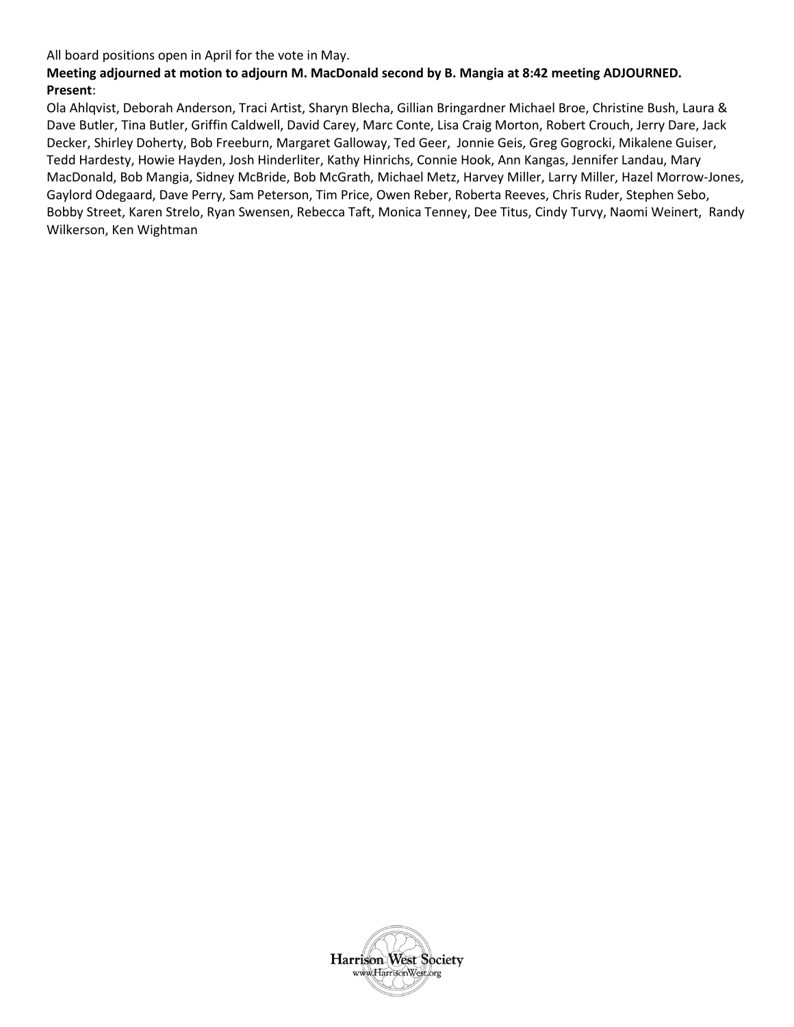All board positions open in April for the vote in May.

**Meeting adjourned at motion to adjourn M. MacDonald second by B. Mangia at 8:42 meeting ADJOURNED.**

**Present**:

Ola Ahlqvist, Deborah Anderson, Traci Artist, Sharyn Blecha, Gillian Bringardner Michael Broe, Christine Bush, Laura & Dave Butler, Tina Butler, Griffin Caldwell, David Carey, Marc Conte, Lisa Craig Morton, Robert Crouch, Jerry Dare, Jack Decker, Shirley Doherty, Bob Freeburn, Margaret Galloway, Ted Geer, Jonnie Geis, Greg Gogrocki, Mikalene Guiser, Tedd Hardesty, Howie Hayden, Josh Hinderliter, Kathy Hinrichs, Connie Hook, Ann Kangas, Jennifer Landau, Mary MacDonald, Bob Mangia, Sidney McBride, Bob McGrath, Michael Metz, Harvey Miller, Larry Miller, Hazel Morrow-Jones, Gaylord Odegaard, Dave Perry, Sam Peterson, Tim Price, Owen Reber, Roberta Reeves, Chris Ruder, Stephen Sebo, Bobby Street, Karen Strelo, Ryan Swensen, Rebecca Taft, Monica Tenney, Dee Titus, Cindy Turvy, Naomi Weinert, Randy Wilkerson, Ken Wightman